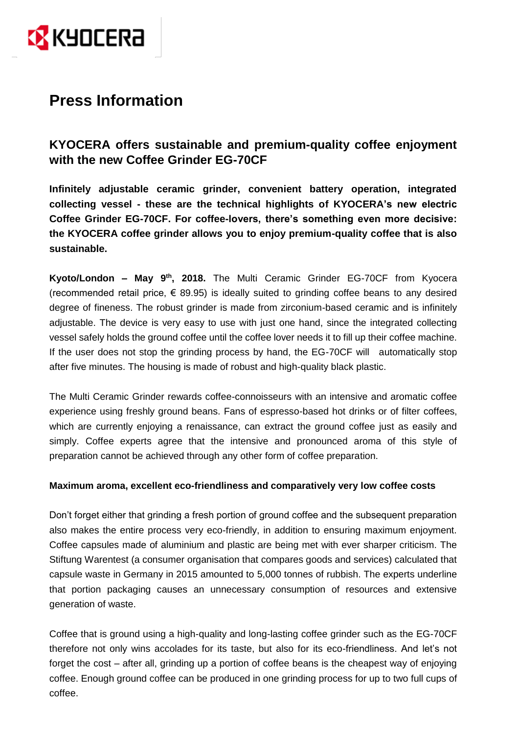# Press Information

## KYOCERA offers sustainable and premium-quality coffee enjoyment with the new Coffee Grinder EG-70CF

**Infinitely adjustable ceramic grinder, convenient battery operation, integrated collecting vessel - these are the technical highlights of KYOCERA's new electric Coffee Grinder EG-70CF. For coffee-lovers, there's something even more decisive: the KYOCERA coffee grinder allows you to enjoy premium-quality coffee that is also sustainable.**

**Kyoto/London – May 9th, 2018.** The Multi Ceramic Grinder EG-70CF from Kyocera (recommended retail price, € 89.95) is ideally suited to grinding coffee beans to any desired degree of fineness. The robust grinder is made from zirconium-based ceramic and is infinitely adjustable. The device is very easy to use with just one hand, since the integrated collecting vessel safely holds the ground coffee until the coffee lover needs it to fill up their coffee machine. If the user does not stop the grinding process by hand, the EG-70CF will automatically stop after five minutes. The housing is made of robust and high-quality black plastic.

The Multi Ceramic Grinder rewards coffee-connoisseurs with an intensive and aromatic coffee experience using freshly ground beans. Fans of espresso-based hot drinks or of filter coffees, which are currently enjoying a renaissance, can extract the ground coffee just as easily and simply. Coffee experts agree that the intensive and pronounced aroma of this style of preparation cannot be achieved through any other form of coffee preparation.

### Maximum aroma, excellent eco-friendliness and comparatively very low coffee costs

Don't forget either that grinding a fresh portion of ground coffee and the subsequent preparation also makes the entire process very eco-friendly, in addition to ensuring maximum enjoyment. Coffee capsules made of aluminium and plastic are being met with ever sharper criticism. The Stiftung Warentest (a consumer organisation that compares goods and services) calculated that capsule waste in Germany in 2015 amounted to 5,000 tonnes of rubbish. The experts underline that portion packaging causes an unnecessary consumption of resources and extensive generation of waste.

Coffee that is ground using a high-quality and long-lasting coffee grinder such as the EG-70CF therefore not only wins accolades for its taste, but also for its eco-friendliness. And let's not forget the cost – after all, grinding up a portion of coffee beans is the cheapest way of enjoying coffee. Enough ground coffee can be produced in one grinding process for up to two full cups of coffee.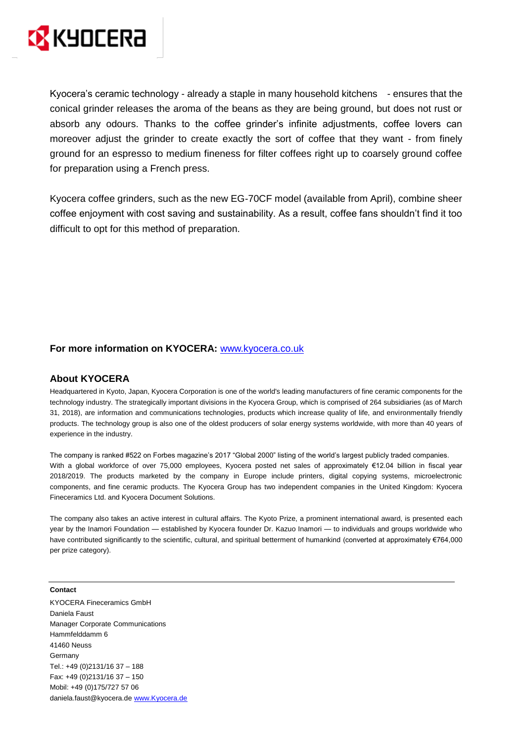Kyocera's ceramic technology - already a staple in many household kitchens - ensures that the conical grinder releases the aroma of the beans as they are being ground, but does not rust or absorb any odours. Thanks to the coffee grinder's infinite adjustments, coffee lovers can moreover adjust the grinder to create exactly the sort of coffee that they want - from finely ground for an espresso to medium fineness for filter coffees right up to coarsely ground coffee for preparation using a French press.

Kyocera coffee grinders, such as the new EG-70CF model (available from April), combine sheer coffee enjoyment with cost saving and sustainability. As a result, coffee fans shouldn't find it too difficult to opt for this method of preparation.

**For more information on KYOCERA:** www.kyocera.co.uk

## About KYOCERA

Headquartered in Kyoto, Japan, Kyocera Corporation is one of the world's leading manufacturers of fine ceramic components for the technology industry. The strategically important divisions in the Kyocera Group, which is comprised of 264 subsidiaries (as of March 31, 2018), are information and communications technologies, products which increase quality of life, and environmentally friendly products. The technology group is also one of the oldest producers of solar energy systems worldwide, with more than 40 years of experience in the industry.

The company is ranked #522 on Forbes magazine's 2017 "Global 2000" listing of the world's largest publicly traded companies. With a global workforce of over 75,000 employees, Kyocera posted net sales of approximately €12.04 billion in fiscal year 2018/2019. The products marketed by the company in Europe include printers, digital copying systems, microelectronic components, and fine ceramic products. The Kyocera Group has two independent companies in the United Kingdom: Kyocera Fineceramics Ltd. and Kyocera Document Solutions.

The company also takes an active interest in cultural affairs. The Kyoto Prize, a prominent international award, is presented each year by the Inamori Foundation — established by Kyocera founder Dr. Kazuo Inamori — to individuals and groups worldwide who have contributed significantly to the scientific, cultural, and spiritual betterment of humankind (converted at approximately €764,000 per prize category).

**Contact**

KYOCERA Fineceramics GmbH
Daniela Faust
Manager Corporate Communications
Hammfelddamm 6
41460 Neuss
Germany
Tel.: +49 (0)2131/16 37 – 188
Fax: +49 (0)2131/16 37 – 150
Mobil: +49 (0)175/727 57 06
daniela.faust@kyocera.de www.Kyocera.de